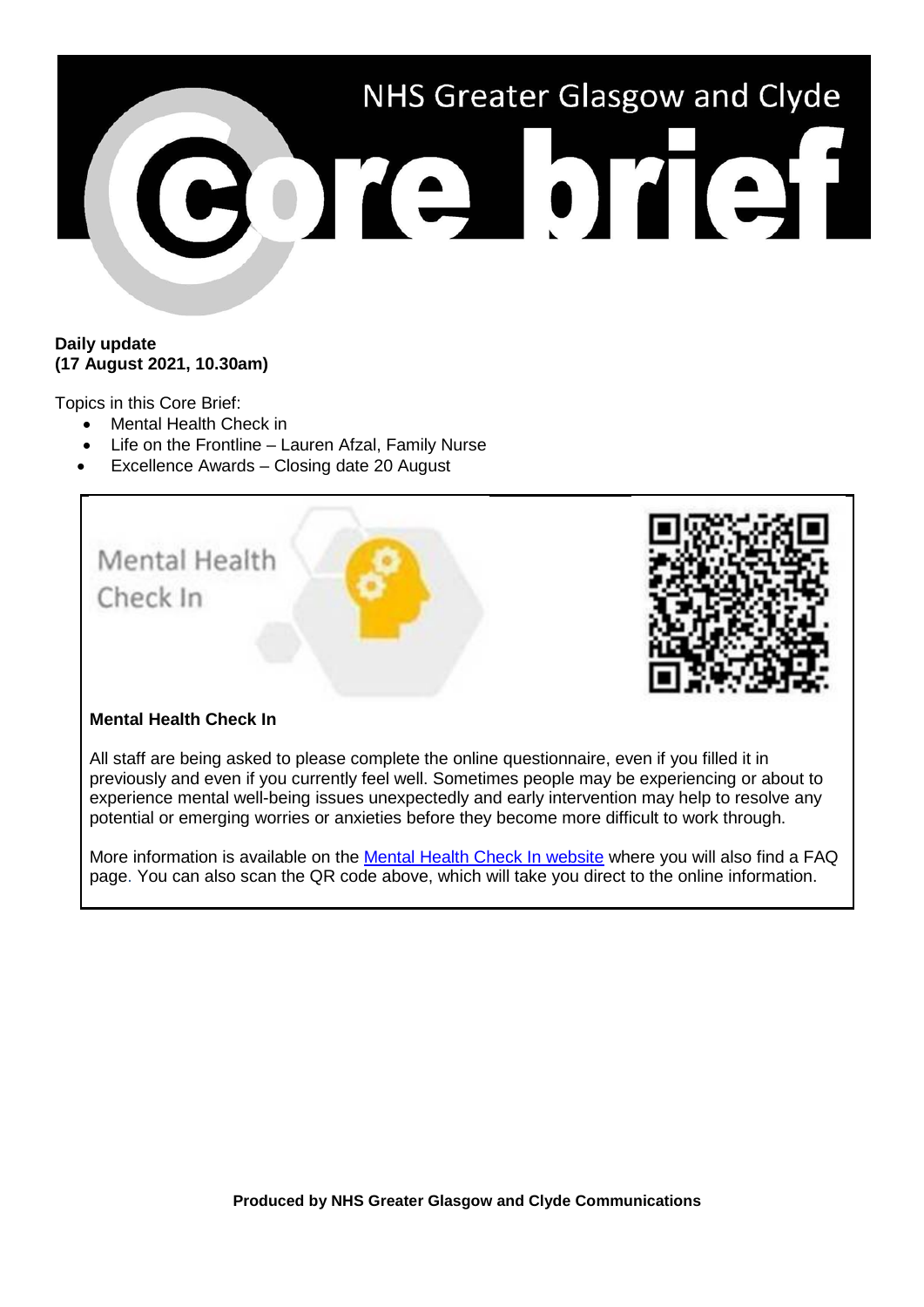# NHS Greater Glasgow and Clyde Core brief

**Daily update**
**(17 August 2021, 10.30am)**

Topics in this Core Brief:

- Mental Health Check in
- Life on the Frontline – Lauren Afzal, Family Nurse
- Excellence Awards – Closing date 20 August

Mental Health Check In

**Mental Health Check In**

All staff are being asked to please complete the online questionnaire, even if you filled it in previously and even if you currently feel well. Sometimes people may be experiencing or about to experience mental well-being issues unexpectedly and early intervention may help to resolve any potential or emerging worries or anxieties before they become more difficult to work through.

More information is available on the Mental Health Check In website where you will also find a FAQ page. You can also scan the QR code above, which will take you direct to the online information.

**Produced by NHS Greater Glasgow and Clyde Communications**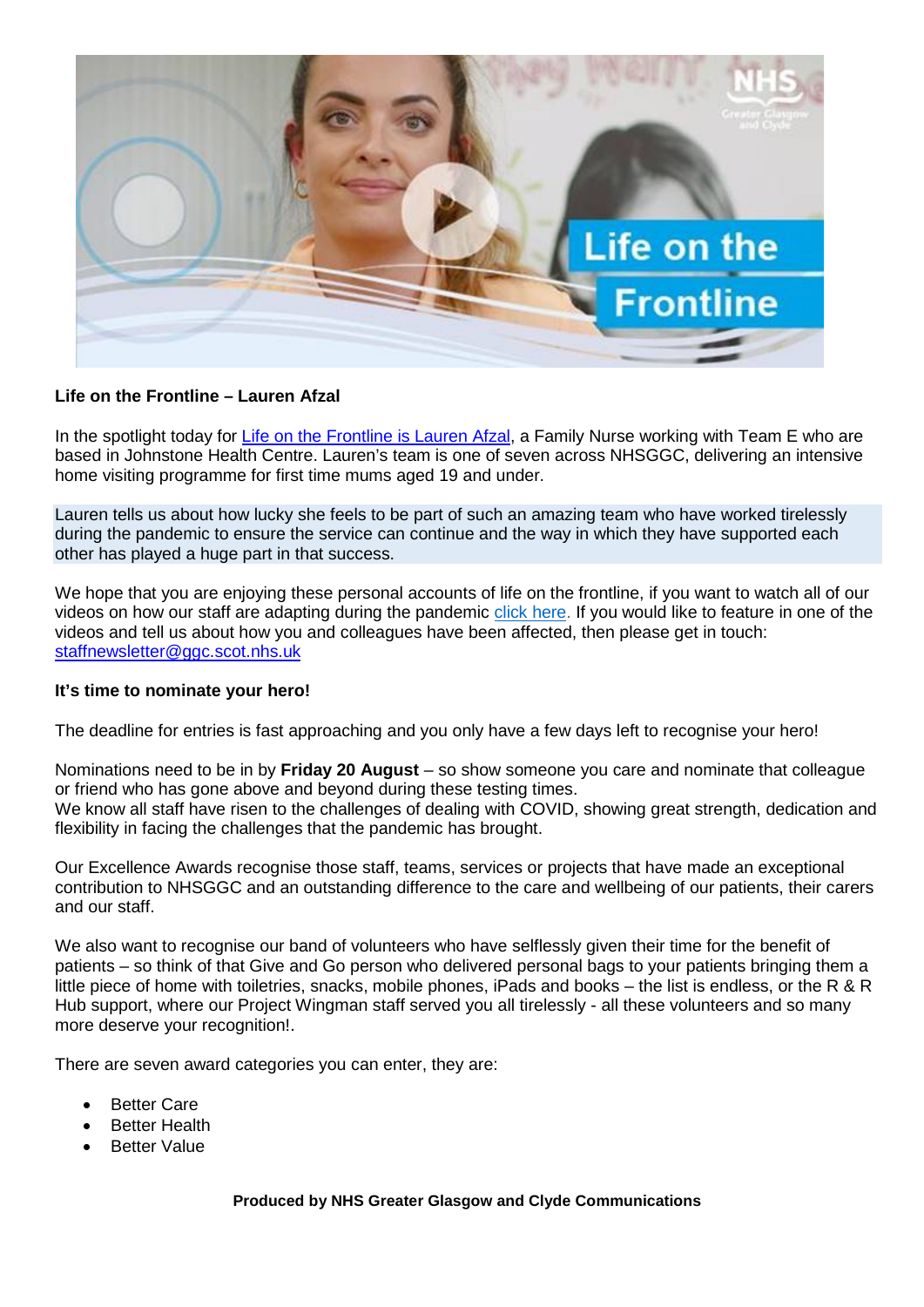**Life on the Frontline – Lauren Afzal**

In the spotlight today for Life on the Frontline is Lauren Afzal, a Family Nurse working with Team E who are based in Johnstone Health Centre. Lauren's team is one of seven across NHSGGC, delivering an intensive home visiting programme for first time mums aged 19 and under.

Lauren tells us about how lucky she feels to be part of such an amazing team who have worked tirelessly during the pandemic to ensure the service can continue and the way in which they have supported each other has played a huge part in that success.

We hope that you are enjoying these personal accounts of life on the frontline, if you want to watch all of our videos on how our staff are adapting during the pandemic click here. If you would like to feature in one of the videos and tell us about how you and colleagues have been affected, then please get in touch: staffnewsletter@ggc.scot.nhs.uk

**It's time to nominate your hero!**

The deadline for entries is fast approaching and you only have a few days left to recognise your hero!

Nominations need to be in by **Friday 20 August** – so show someone you care and nominate that colleague or friend who has gone above and beyond during these testing times.
We know all staff have risen to the challenges of dealing with COVID, showing great strength, dedication and flexibility in facing the challenges that the pandemic has brought.

Our Excellence Awards recognise those staff, teams, services or projects that have made an exceptional contribution to NHSGGC and an outstanding difference to the care and wellbeing of our patients, their carers and our staff.

We also want to recognise our band of volunteers who have selflessly given their time for the benefit of patients – so think of that Give and Go person who delivered personal bags to your patients bringing them a little piece of home with toiletries, snacks, mobile phones, iPads and books – the list is endless, or the R & R Hub support, where our Project Wingman staff served you all tirelessly - all these volunteers and so many more deserve your recognition!.

There are seven award categories you can enter, they are:

- Better Care
- Better Health
- Better Value

**Produced by NHS Greater Glasgow and Clyde Communications**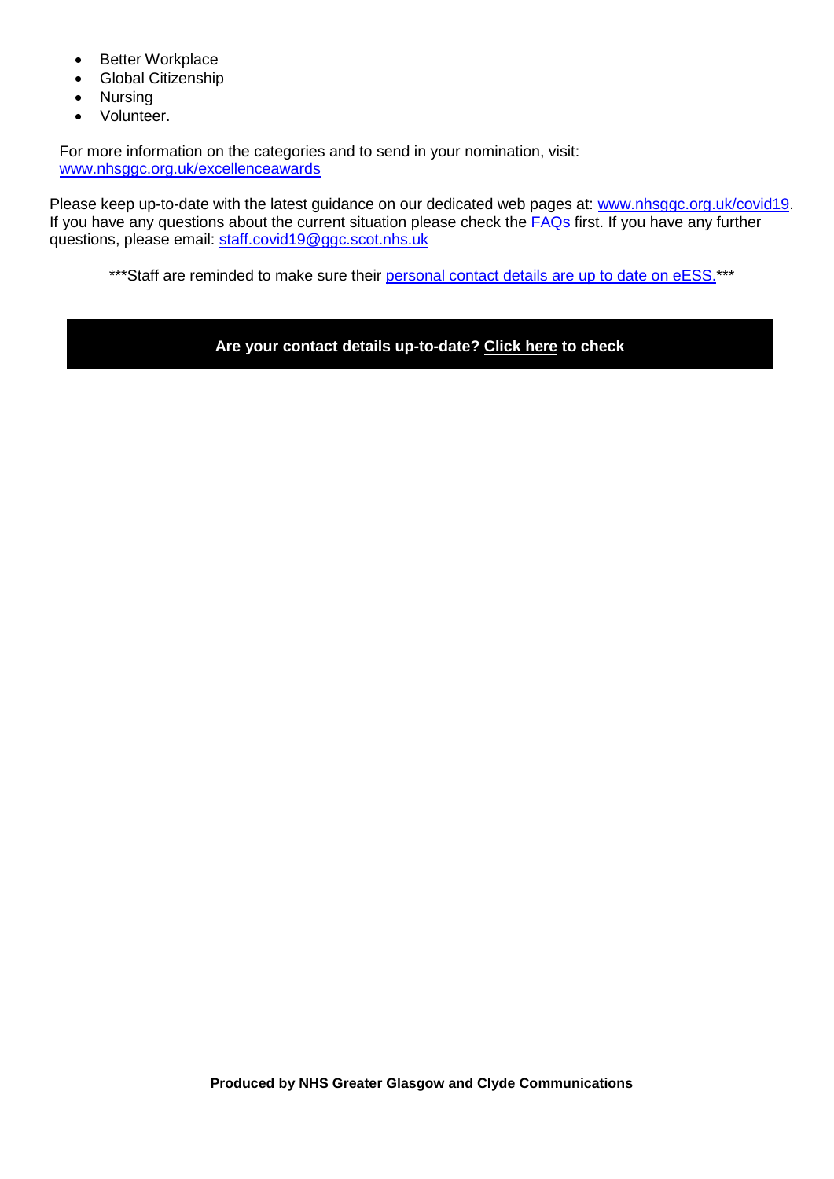- Better Workplace
- Global Citizenship
- Nursing
- Volunteer.

For more information on the categories and to send in your nomination, visit: www.nhsggc.org.uk/excellenceawards

Please keep up-to-date with the latest guidance on our dedicated web pages at: www.nhsggc.org.uk/covid19. If you have any questions about the current situation please check the FAQs first. If you have any further questions, please email: staff.covid19@ggc.scot.nhs.uk

***Staff are reminded to make sure their personal contact details are up to date on eESS.***

**Are your contact details up-to-date? Click here to check**

**Produced by NHS Greater Glasgow and Clyde Communications**